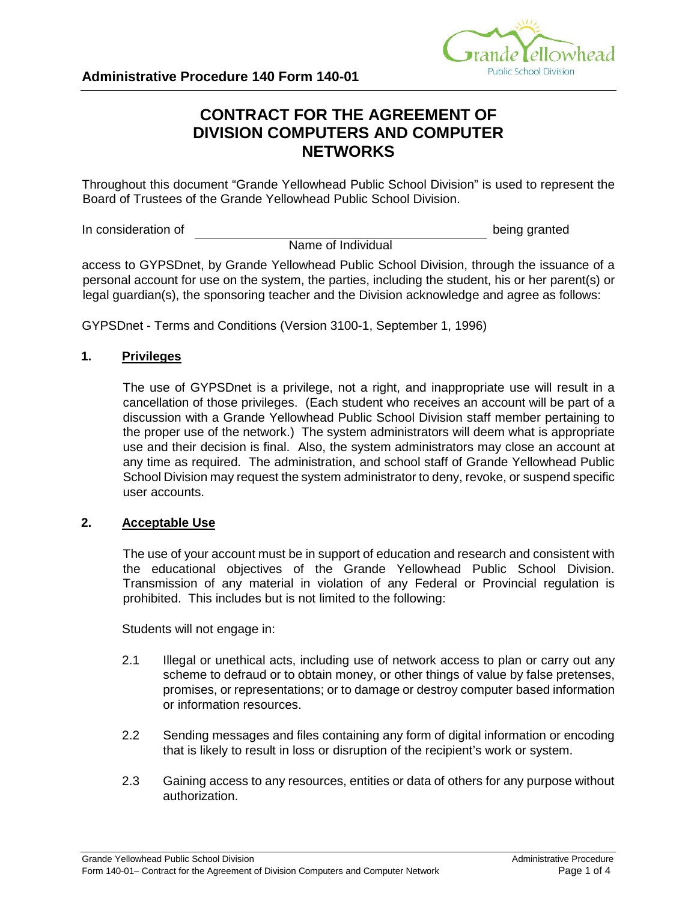**Administrative Procedure 140 Form 140-01**

# CONTRACT FOR THE AGREEMENT OF DIVISION COMPUTERS AND COMPUTER NETWORKS

Throughout this document "Grande Yellowhead Public School Division" is used to represent the Board of Trustees of the Grande Yellowhead Public School Division.

In consideration of \_\_\_\_\_\_\_\_\_\_\_\_\_\_\_\_\_\_\_\_\_\_\_\_\_\_\_\_\_\_\_\_\_\_\_\_\_\_\_\_ being granted
Name of Individual

access to GYPSDnet, by Grande Yellowhead Public School Division, through the issuance of a personal account for use on the system, the parties, including the student, his or her parent(s) or legal guardian(s), the sponsoring teacher and the Division acknowledge and agree as follows:

GYPSDnet - Terms and Conditions (Version 3100-1, September 1, 1996)

## 1. Privileges

The use of GYPSDnet is a privilege, not a right, and inappropriate use will result in a cancellation of those privileges. (Each student who receives an account will be part of a discussion with a Grande Yellowhead Public School Division staff member pertaining to the proper use of the network.) The system administrators will deem what is appropriate use and their decision is final. Also, the system administrators may close an account at any time as required. The administration, and school staff of Grande Yellowhead Public School Division may request the system administrator to deny, revoke, or suspend specific user accounts.

## 2. Acceptable Use

The use of your account must be in support of education and research and consistent with the educational objectives of the Grande Yellowhead Public School Division. Transmission of any material in violation of any Federal or Provincial regulation is prohibited. This includes but is not limited to the following:

Students will not engage in:

2.1 Illegal or unethical acts, including use of network access to plan or carry out any scheme to defraud or to obtain money, or other things of value by false pretenses, promises, or representations; or to damage or destroy computer based information or information resources.

2.2 Sending messages and files containing any form of digital information or encoding that is likely to result in loss or disruption of the recipient's work or system.

2.3 Gaining access to any resources, entities or data of others for any purpose without authorization.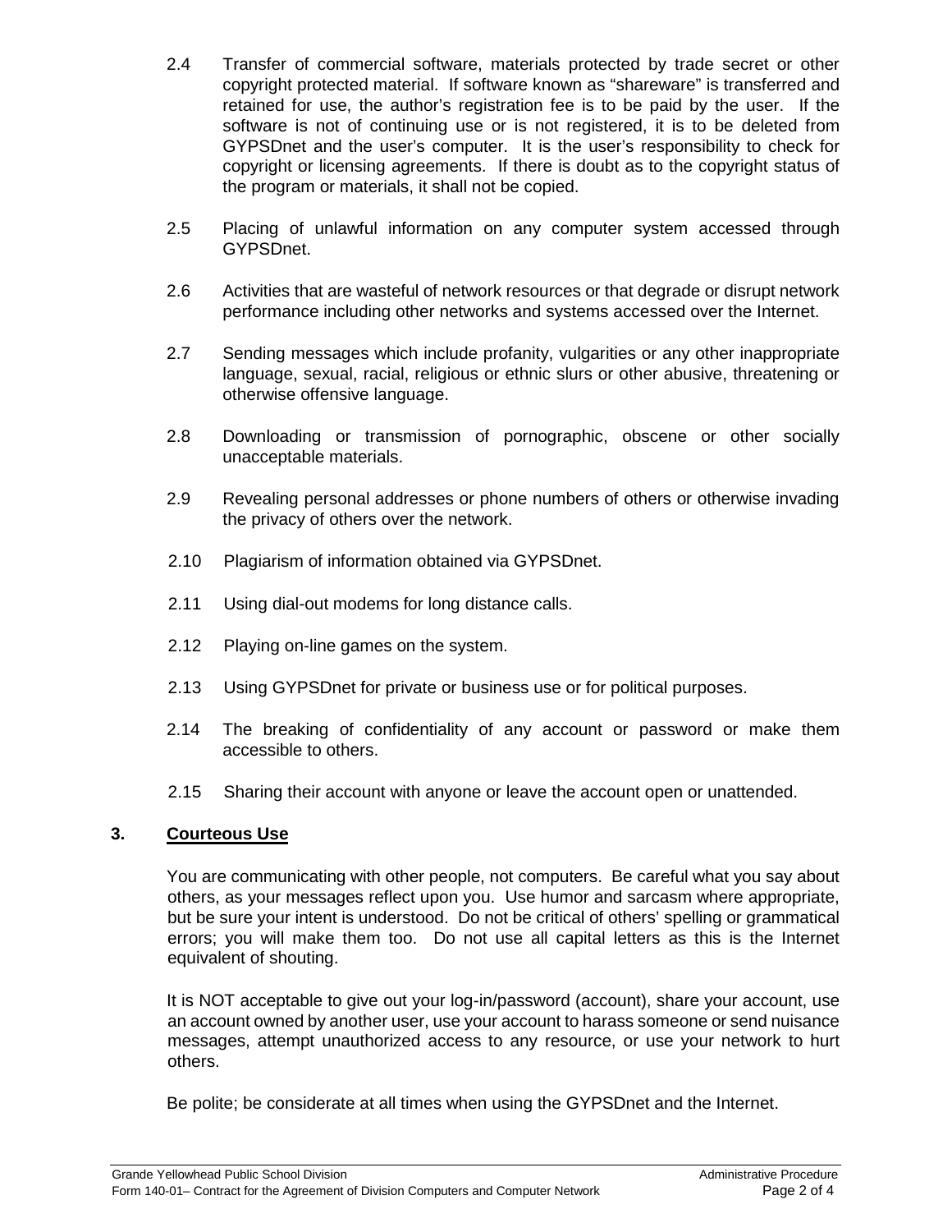2.4 Transfer of commercial software, materials protected by trade secret or other copyright protected material. If software known as "shareware" is transferred and retained for use, the author's registration fee is to be paid by the user. If the software is not of continuing use or is not registered, it is to be deleted from GYPSDnet and the user's computer. It is the user's responsibility to check for copyright or licensing agreements. If there is doubt as to the copyright status of the program or materials, it shall not be copied.

2.5 Placing of unlawful information on any computer system accessed through GYPSDnet.

2.6 Activities that are wasteful of network resources or that degrade or disrupt network performance including other networks and systems accessed over the Internet.

2.7 Sending messages which include profanity, vulgarities or any other inappropriate language, sexual, racial, religious or ethnic slurs or other abusive, threatening or otherwise offensive language.

2.8 Downloading or transmission of pornographic, obscene or other socially unacceptable materials.

2.9 Revealing personal addresses or phone numbers of others or otherwise invading the privacy of others over the network.

2.10 Plagiarism of information obtained via GYPSDnet.

2.11 Using dial-out modems for long distance calls.

2.12 Playing on-line games on the system.

2.13 Using GYPSDnet for private or business use or for political purposes.

2.14 The breaking of confidentiality of any account or password or make them accessible to others.

2.15 Sharing their account with anyone or leave the account open or unattended.

## 3. Courteous Use

You are communicating with other people, not computers. Be careful what you say about others, as your messages reflect upon you. Use humor and sarcasm where appropriate, but be sure your intent is understood. Do not be critical of others' spelling or grammatical errors; you will make them too. Do not use all capital letters as this is the Internet equivalent of shouting.

It is NOT acceptable to give out your log-in/password (account), share your account, use an account owned by another user, use your account to harass someone or send nuisance messages, attempt unauthorized access to any resource, or use your network to hurt others.

Be polite; be considerate at all times when using the GYPSDnet and the Internet.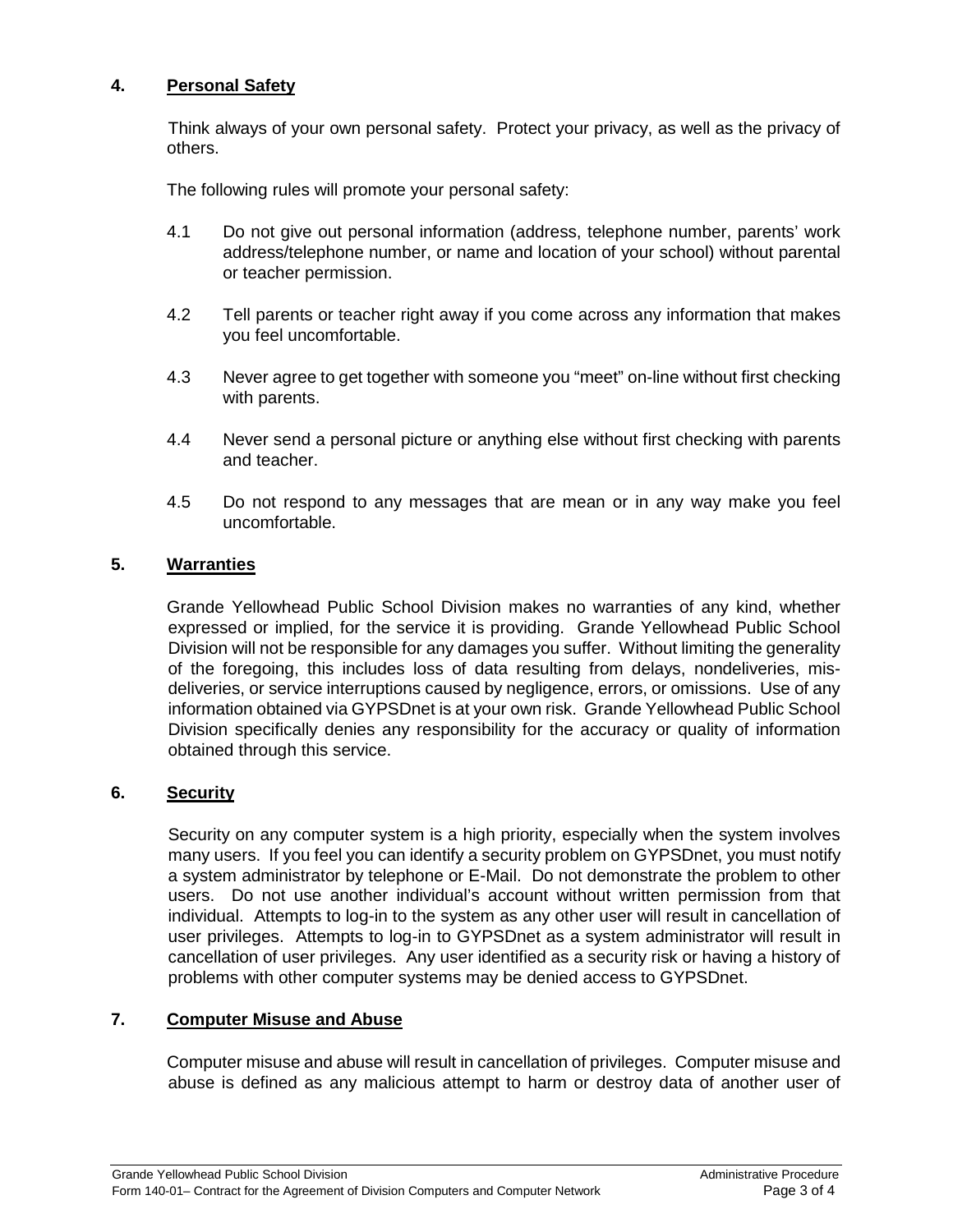## 4. Personal Safety

Think always of your own personal safety. Protect your privacy, as well as the privacy of others.

The following rules will promote your personal safety:

4.1 Do not give out personal information (address, telephone number, parents' work address/telephone number, or name and location of your school) without parental or teacher permission.

4.2 Tell parents or teacher right away if you come across any information that makes you feel uncomfortable.

4.3 Never agree to get together with someone you "meet" on-line without first checking with parents.

4.4 Never send a personal picture or anything else without first checking with parents and teacher.

4.5 Do not respond to any messages that are mean or in any way make you feel uncomfortable.

## 5. Warranties

Grande Yellowhead Public School Division makes no warranties of any kind, whether expressed or implied, for the service it is providing. Grande Yellowhead Public School Division will not be responsible for any damages you suffer. Without limiting the generality of the foregoing, this includes loss of data resulting from delays, nondeliveries, mis-deliveries, or service interruptions caused by negligence, errors, or omissions. Use of any information obtained via GYPSDnet is at your own risk. Grande Yellowhead Public School Division specifically denies any responsibility for the accuracy or quality of information obtained through this service.

## 6. Security

Security on any computer system is a high priority, especially when the system involves many users. If you feel you can identify a security problem on GYPSDnet, you must notify a system administrator by telephone or E-Mail. Do not demonstrate the problem to other users. Do not use another individual's account without written permission from that individual. Attempts to log-in to the system as any other user will result in cancellation of user privileges. Attempts to log-in to GYPSDnet as a system administrator will result in cancellation of user privileges. Any user identified as a security risk or having a history of problems with other computer systems may be denied access to GYPSDnet.

## 7. Computer Misuse and Abuse

Computer misuse and abuse will result in cancellation of privileges. Computer misuse and abuse is defined as any malicious attempt to harm or destroy data of another user of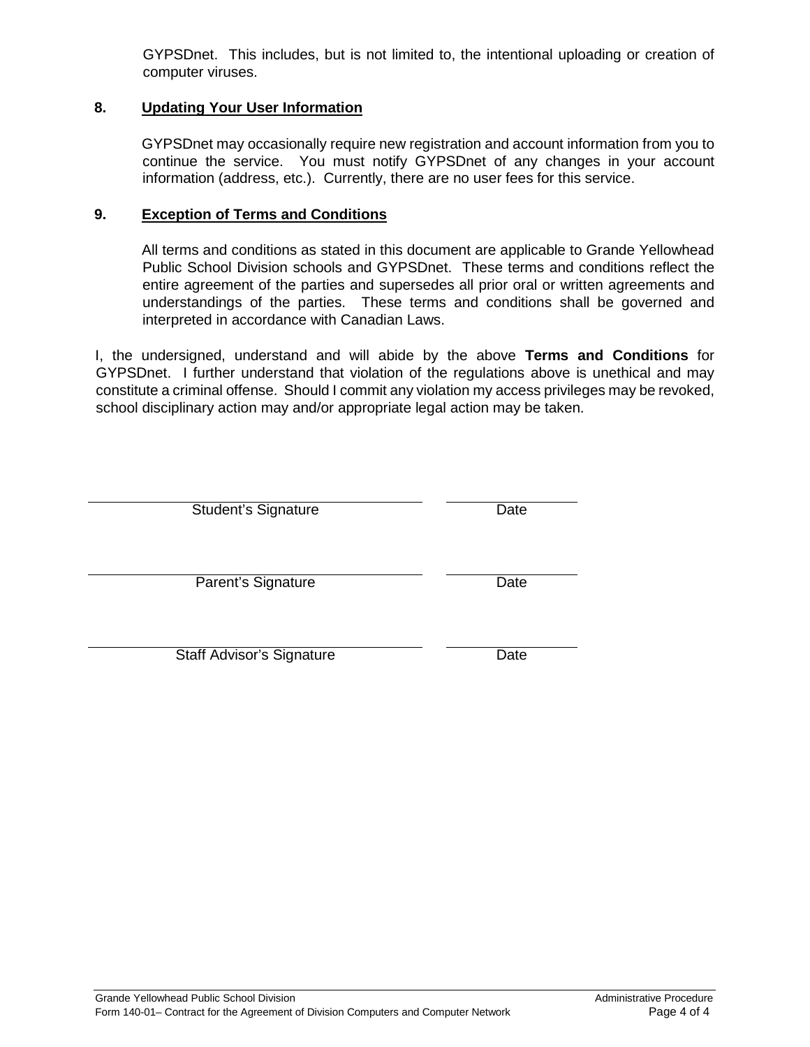GYPSDnet. This includes, but is not limited to, the intentional uploading or creation of computer viruses.

**8. Updating Your User Information**

GYPSDnet may occasionally require new registration and account information from you to continue the service. You must notify GYPSDnet of any changes in your account information (address, etc.). Currently, there are no user fees for this service.

**9. Exception of Terms and Conditions**

All terms and conditions as stated in this document are applicable to Grande Yellowhead Public School Division schools and GYPSDnet. These terms and conditions reflect the entire agreement of the parties and supersedes all prior oral or written agreements and understandings of the parties. These terms and conditions shall be governed and interpreted in accordance with Canadian Laws.

I, the undersigned, understand and will abide by the above **Terms and Conditions** for GYPSDnet. I further understand that violation of the regulations above is unethical and may constitute a criminal offense. Should I commit any violation my access privileges may be revoked, school disciplinary action may and/or appropriate legal action may be taken.

\_\_\_\_\_\_\_\_\_\_\_\_\_\_\_\_\_\_\_\_\_\_\_\_\_\_\_\_\_\_\_\_\_\_\_ \_\_\_\_\_\_\_\_\_\_\_\_\_\_\_
Student's Signature Date

\_\_\_\_\_\_\_\_\_\_\_\_\_\_\_\_\_\_\_\_\_\_\_\_\_\_\_\_\_\_\_\_\_\_\_ \_\_\_\_\_\_\_\_\_\_\_\_\_\_\_
Parent's Signature Date

\_\_\_\_\_\_\_\_\_\_\_\_\_\_\_\_\_\_\_\_\_\_\_\_\_\_\_\_\_\_\_\_\_\_\_ \_\_\_\_\_\_\_\_\_\_\_\_\_\_\_
Staff Advisor's Signature Date